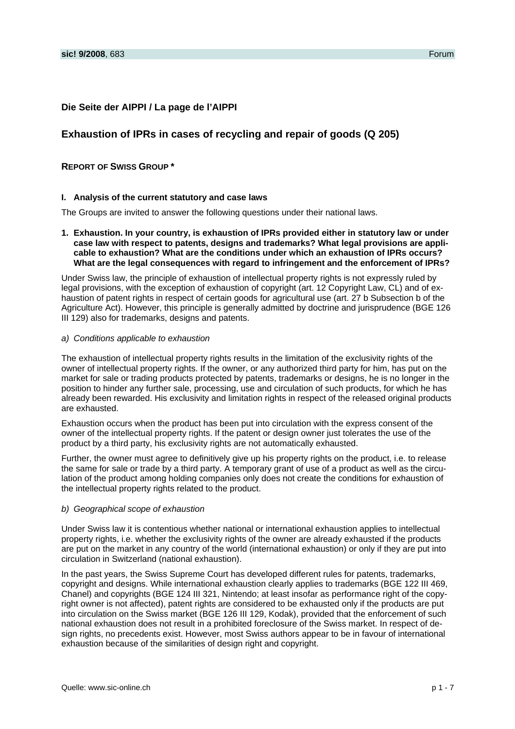## Die Seite der AIPPI / La page de l'AIPPI

# Exhaustion of IPRs in cases of recycling and repair of goods (Q 205)

**REPORT OF SWISS GROUP ***

### I. Analysis of the current statutory and case laws

The Groups are invited to answer the following questions under their national laws.

**1. Exhaustion. In your country, is exhaustion of IPRs provided either in statutory law or under case law with respect to patents, designs and trademarks? What legal provisions are applicable to exhaustion? What are the conditions under which an exhaustion of IPRs occurs? What are the legal consequences with regard to infringement and the enforcement of IPRs?**

Under Swiss law, the principle of exhaustion of intellectual property rights is not expressly ruled by legal provisions, with the exception of exhaustion of copyright (art. 12 Copyright Law, CL) and of exhaustion of patent rights in respect of certain goods for agricultural use (art. 27 b Subsection b of the Agriculture Act). However, this principle is generally admitted by doctrine and jurisprudence (BGE 126 III 129) also for trademarks, designs and patents.

*a) Conditions applicable to exhaustion*

The exhaustion of intellectual property rights results in the limitation of the exclusivity rights of the owner of intellectual property rights. If the owner, or any authorized third party for him, has put on the market for sale or trading products protected by patents, trademarks or designs, he is no longer in the position to hinder any further sale, processing, use and circulation of such products, for which he has already been rewarded. His exclusivity and limitation rights in respect of the released original products are exhausted.

Exhaustion occurs when the product has been put into circulation with the express consent of the owner of the intellectual property rights. If the patent or design owner just tolerates the use of the product by a third party, his exclusivity rights are not automatically exhausted.

Further, the owner must agree to definitively give up his property rights on the product, i.e. to release the same for sale or trade by a third party. A temporary grant of use of a product as well as the circulation of the product among holding companies only does not create the conditions for exhaustion of the intellectual property rights related to the product.

*b) Geographical scope of exhaustion*

Under Swiss law it is contentious whether national or international exhaustion applies to intellectual property rights, i.e. whether the exclusivity rights of the owner are already exhausted if the products are put on the market in any country of the world (international exhaustion) or only if they are put into circulation in Switzerland (national exhaustion).

In the past years, the Swiss Supreme Court has developed different rules for patents, trademarks, copyright and designs. While international exhaustion clearly applies to trademarks (BGE 122 III 469, Chanel) and copyrights (BGE 124 III 321, Nintendo; at least insofar as performance right of the copyright owner is not affected), patent rights are considered to be exhausted only if the products are put into circulation on the Swiss market (BGE 126 III 129, Kodak), provided that the enforcement of such national exhaustion does not result in a prohibited foreclosure of the Swiss market. In respect of design rights, no precedents exist. However, most Swiss authors appear to be in favour of international exhaustion because of the similarities of design right and copyright.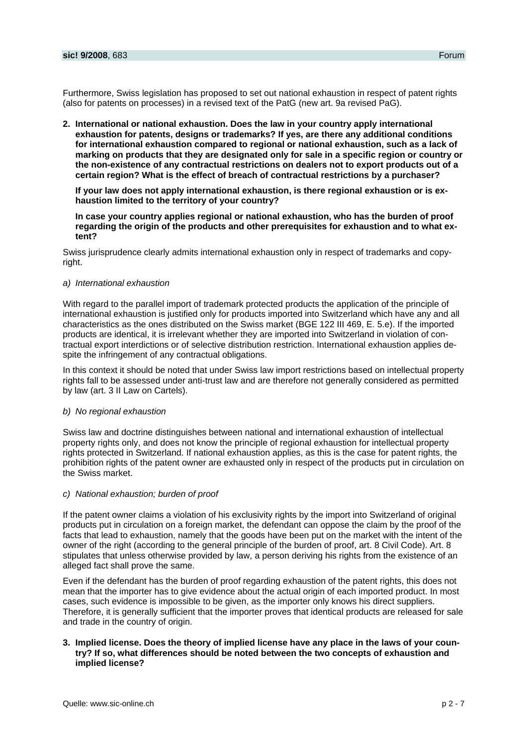Furthermore, Swiss legislation has proposed to set out national exhaustion in respect of patent rights (also for patents on processes) in a revised text of the PatG (new art. 9a revised PaG).

2. **International or national exhaustion. Does the law in your country apply international exhaustion for patents, designs or trademarks? If yes, are there any additional conditions for international exhaustion compared to regional or national exhaustion, such as a lack of marking on products that they are designated only for sale in a specific region or country or the non-existence of any contractual restrictions on dealers not to export products out of a certain region? What is the effect of breach of contractual restrictions by a purchaser?**

   **If your law does not apply international exhaustion, is there regional exhaustion or is exhaustion limited to the territory of your country?**

   **In case your country applies regional or national exhaustion, who has the burden of proof regarding the origin of the products and other prerequisites for exhaustion and to what extent?**

Swiss jurisprudence clearly admits international exhaustion only in respect of trademarks and copyright.

*a) International exhaustion*

With regard to the parallel import of trademark protected products the application of the principle of international exhaustion is justified only for products imported into Switzerland which have any and all characteristics as the ones distributed on the Swiss market (BGE 122 III 469, E. 5.e). If the imported products are identical, it is irrelevant whether they are imported into Switzerland in violation of contractual export interdictions or of selective distribution restriction. International exhaustion applies despite the infringement of any contractual obligations.

In this context it should be noted that under Swiss law import restrictions based on intellectual property rights fall to be assessed under anti-trust law and are therefore not generally considered as permitted by law (art. 3 II Law on Cartels).

*b) No regional exhaustion*

Swiss law and doctrine distinguishes between national and international exhaustion of intellectual property rights only, and does not know the principle of regional exhaustion for intellectual property rights protected in Switzerland. If national exhaustion applies, as this is the case for patent rights, the prohibition rights of the patent owner are exhausted only in respect of the products put in circulation on the Swiss market.

*c) National exhaustion; burden of proof*

If the patent owner claims a violation of his exclusivity rights by the import into Switzerland of original products put in circulation on a foreign market, the defendant can oppose the claim by the proof of the facts that lead to exhaustion, namely that the goods have been put on the market with the intent of the owner of the right (according to the general principle of the burden of proof, art. 8 Civil Code). Art. 8 stipulates that unless otherwise provided by law, a person deriving his rights from the existence of an alleged fact shall prove the same.

Even if the defendant has the burden of proof regarding exhaustion of the patent rights, this does not mean that the importer has to give evidence about the actual origin of each imported product. In most cases, such evidence is impossible to be given, as the importer only knows his direct suppliers. Therefore, it is generally sufficient that the importer proves that identical products are released for sale and trade in the country of origin.

3. **Implied license. Does the theory of implied license have any place in the laws of your country? If so, what differences should be noted between the two concepts of exhaustion and implied license?**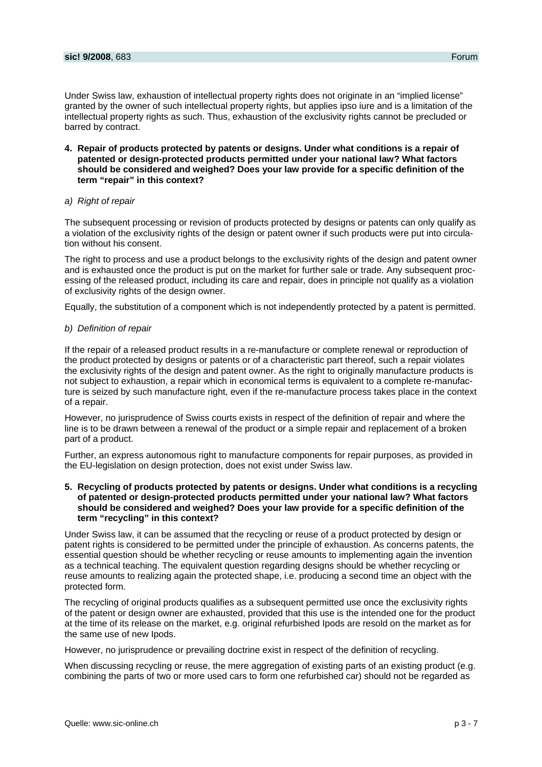Under Swiss law, exhaustion of intellectual property rights does not originate in an "implied license" granted by the owner of such intellectual property rights, but applies ipso iure and is a limitation of the intellectual property rights as such. Thus, exhaustion of the exclusivity rights cannot be precluded or barred by contract.

**4. Repair of products protected by patents or designs. Under what conditions is a repair of patented or design-protected products permitted under your national law? What factors should be considered and weighed? Does your law provide for a specific definition of the term "repair" in this context?**

*a) Right of repair*

The subsequent processing or revision of products protected by designs or patents can only qualify as a violation of the exclusivity rights of the design or patent owner if such products were put into circulation without his consent.

The right to process and use a product belongs to the exclusivity rights of the design and patent owner and is exhausted once the product is put on the market for further sale or trade. Any subsequent processing of the released product, including its care and repair, does in principle not qualify as a violation of exclusivity rights of the design owner.

Equally, the substitution of a component which is not independently protected by a patent is permitted.

*b) Definition of repair*

If the repair of a released product results in a re-manufacture or complete renewal or reproduction of the product protected by designs or patents or of a characteristic part thereof, such a repair violates the exclusivity rights of the design and patent owner. As the right to originally manufacture products is not subject to exhaustion, a repair which in economical terms is equivalent to a complete re-manufacture is seized by such manufacture right, even if the re-manufacture process takes place in the context of a repair.

However, no jurisprudence of Swiss courts exists in respect of the definition of repair and where the line is to be drawn between a renewal of the product or a simple repair and replacement of a broken part of a product.

Further, an express autonomous right to manufacture components for repair purposes, as provided in the EU-legislation on design protection, does not exist under Swiss law.

**5. Recycling of products protected by patents or designs. Under what conditions is a recycling of patented or design-protected products permitted under your national law? What factors should be considered and weighed? Does your law provide for a specific definition of the term "recycling" in this context?**

Under Swiss law, it can be assumed that the recycling or reuse of a product protected by design or patent rights is considered to be permitted under the principle of exhaustion. As concerns patents, the essential question should be whether recycling or reuse amounts to implementing again the invention as a technical teaching. The equivalent question regarding designs should be whether recycling or reuse amounts to realizing again the protected shape, i.e. producing a second time an object with the protected form.

The recycling of original products qualifies as a subsequent permitted use once the exclusivity rights of the patent or design owner are exhausted, provided that this use is the intended one for the product at the time of its release on the market, e.g. original refurbished Ipods are resold on the market as for the same use of new Ipods.

However, no jurisprudence or prevailing doctrine exist in respect of the definition of recycling.

When discussing recycling or reuse, the mere aggregation of existing parts of an existing product (e.g. combining the parts of two or more used cars to form one refurbished car) should not be regarded as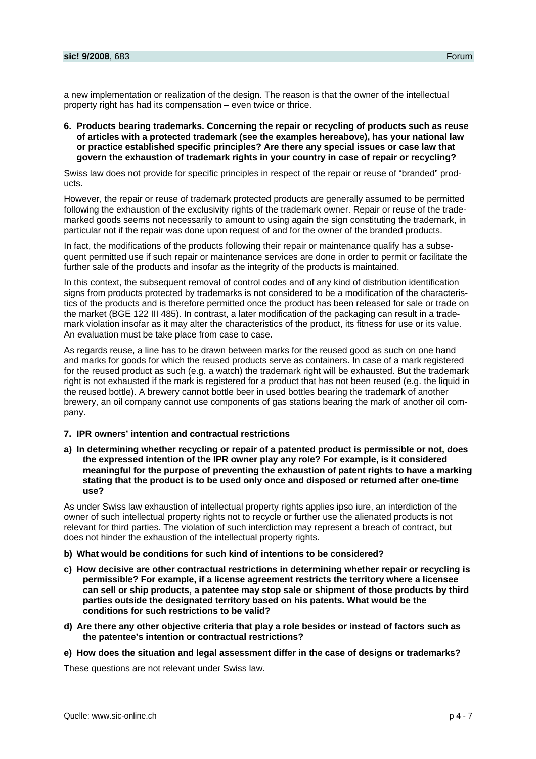a new implementation or realization of the design. The reason is that the owner of the intellectual property right has had its compensation – even twice or thrice.

**6. Products bearing trademarks. Concerning the repair or recycling of products such as reuse of articles with a protected trademark (see the examples hereabove), has your national law or practice established specific principles? Are there any special issues or case law that govern the exhaustion of trademark rights in your country in case of repair or recycling?**

Swiss law does not provide for specific principles in respect of the repair or reuse of "branded" products.

However, the repair or reuse of trademark protected products are generally assumed to be permitted following the exhaustion of the exclusivity rights of the trademark owner. Repair or reuse of the trademarked goods seems not necessarily to amount to using again the sign constituting the trademark, in particular not if the repair was done upon request of and for the owner of the branded products.

In fact, the modifications of the products following their repair or maintenance qualify has a subsequent permitted use if such repair or maintenance services are done in order to permit or facilitate the further sale of the products and insofar as the integrity of the products is maintained.

In this context, the subsequent removal of control codes and of any kind of distribution identification signs from products protected by trademarks is not considered to be a modification of the characteristics of the products and is therefore permitted once the product has been released for sale or trade on the market (BGE 122 III 485). In contrast, a later modification of the packaging can result in a trademark violation insofar as it may alter the characteristics of the product, its fitness for use or its value. An evaluation must be take place from case to case.

As regards reuse, a line has to be drawn between marks for the reused good as such on one hand and marks for goods for which the reused products serve as containers. In case of a mark registered for the reused product as such (e.g. a watch) the trademark right will be exhausted. But the trademark right is not exhausted if the mark is registered for a product that has not been reused (e.g. the liquid in the reused bottle). A brewery cannot bottle beer in used bottles bearing the trademark of another brewery, an oil company cannot use components of gas stations bearing the mark of another oil company.

**7. IPR owners' intention and contractual restrictions**

**a) In determining whether recycling or repair of a patented product is permissible or not, does the expressed intention of the IPR owner play any role? For example, is it considered meaningful for the purpose of preventing the exhaustion of patent rights to have a marking stating that the product is to be used only once and disposed or returned after one-time use?**

As under Swiss law exhaustion of intellectual property rights applies ipso iure, an interdiction of the owner of such intellectual property rights not to recycle or further use the alienated products is not relevant for third parties. The violation of such interdiction may represent a breach of contract, but does not hinder the exhaustion of the intellectual property rights.

**b) What would be conditions for such kind of intentions to be considered?**

**c) How decisive are other contractual restrictions in determining whether repair or recycling is permissible? For example, if a license agreement restricts the territory where a licensee can sell or ship products, a patentee may stop sale or shipment of those products by third parties outside the designated territory based on his patents. What would be the conditions for such restrictions to be valid?**

**d) Are there any other objective criteria that play a role besides or instead of factors such as the patentee's intention or contractual restrictions?**

**e) How does the situation and legal assessment differ in the case of designs or trademarks?**

These questions are not relevant under Swiss law.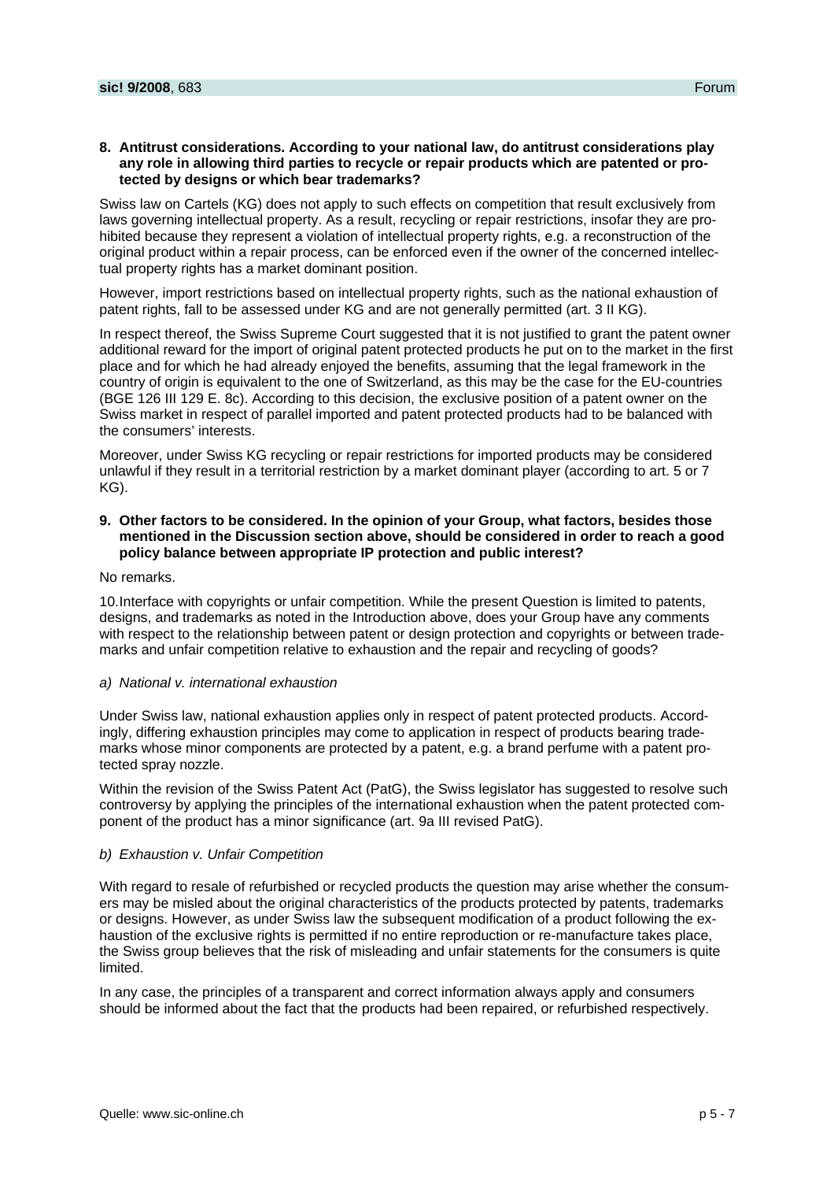**8. Antitrust considerations. According to your national law, do antitrust considerations play any role in allowing third parties to recycle or repair products which are patented or protected by designs or which bear trademarks?**

Swiss law on Cartels (KG) does not apply to such effects on competition that result exclusively from laws governing intellectual property. As a result, recycling or repair restrictions, insofar they are prohibited because they represent a violation of intellectual property rights, e.g. a reconstruction of the original product within a repair process, can be enforced even if the owner of the concerned intellectual property rights has a market dominant position.

However, import restrictions based on intellectual property rights, such as the national exhaustion of patent rights, fall to be assessed under KG and are not generally permitted (art. 3 II KG).

In respect thereof, the Swiss Supreme Court suggested that it is not justified to grant the patent owner additional reward for the import of original patent protected products he put on to the market in the first place and for which he had already enjoyed the benefits, assuming that the legal framework in the country of origin is equivalent to the one of Switzerland, as this may be the case for the EU-countries (BGE 126 III 129 E. 8c). According to this decision, the exclusive position of a patent owner on the Swiss market in respect of parallel imported and patent protected products had to be balanced with the consumers' interests.

Moreover, under Swiss KG recycling or repair restrictions for imported products may be considered unlawful if they result in a territorial restriction by a market dominant player (according to art. 5 or 7 KG).

**9. Other factors to be considered. In the opinion of your Group, what factors, besides those mentioned in the Discussion section above, should be considered in order to reach a good policy balance between appropriate IP protection and public interest?**

No remarks.

10. Interface with copyrights or unfair competition. While the present Question is limited to patents, designs, and trademarks as noted in the Introduction above, does your Group have any comments with respect to the relationship between patent or design protection and copyrights or between trademarks and unfair competition relative to exhaustion and the repair and recycling of goods?

*a) National v. international exhaustion*

Under Swiss law, national exhaustion applies only in respect of patent protected products. Accordingly, differing exhaustion principles may come to application in respect of products bearing trademarks whose minor components are protected by a patent, e.g. a brand perfume with a patent protected spray nozzle.

Within the revision of the Swiss Patent Act (PatG), the Swiss legislator has suggested to resolve such controversy by applying the principles of the international exhaustion when the patent protected component of the product has a minor significance (art. 9a III revised PatG).

*b) Exhaustion v. Unfair Competition*

With regard to resale of refurbished or recycled products the question may arise whether the consumers may be misled about the original characteristics of the products protected by patents, trademarks or designs. However, as under Swiss law the subsequent modification of a product following the exhaustion of the exclusive rights is permitted if no entire reproduction or re-manufacture takes place, the Swiss group believes that the risk of misleading and unfair statements for the consumers is quite limited.

In any case, the principles of a transparent and correct information always apply and consumers should be informed about the fact that the products had been repaired, or refurbished respectively.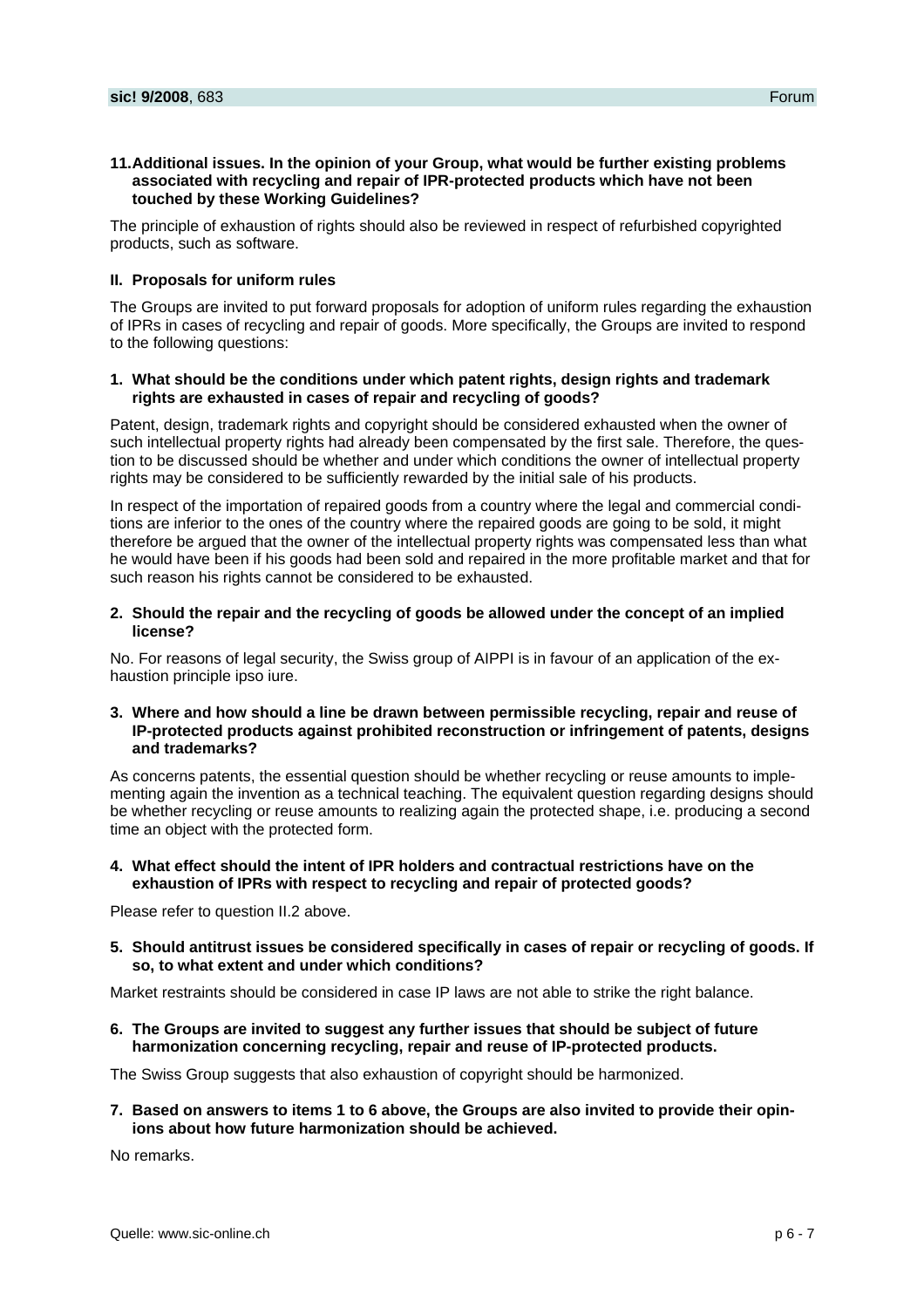**11. Additional issues. In the opinion of your Group, what would be further existing problems associated with recycling and repair of IPR-protected products which have not been touched by these Working Guidelines?**

The principle of exhaustion of rights should also be reviewed in respect of refurbished copyrighted products, such as software.

## II. Proposals for uniform rules

The Groups are invited to put forward proposals for adoption of uniform rules regarding the exhaustion of IPRs in cases of recycling and repair of goods. More specifically, the Groups are invited to respond to the following questions:

**1. What should be the conditions under which patent rights, design rights and trademark rights are exhausted in cases of repair and recycling of goods?**

Patent, design, trademark rights and copyright should be considered exhausted when the owner of such intellectual property rights had already been compensated by the first sale. Therefore, the question to be discussed should be whether and under which conditions the owner of intellectual property rights may be considered to be sufficiently rewarded by the initial sale of his products.

In respect of the importation of repaired goods from a country where the legal and commercial conditions are inferior to the ones of the country where the repaired goods are going to be sold, it might therefore be argued that the owner of the intellectual property rights was compensated less than what he would have been if his goods had been sold and repaired in the more profitable market and that for such reason his rights cannot be considered to be exhausted.

**2. Should the repair and the recycling of goods be allowed under the concept of an implied license?**

No. For reasons of legal security, the Swiss group of AIPPI is in favour of an application of the exhaustion principle ipso iure.

**3. Where and how should a line be drawn between permissible recycling, repair and reuse of IP-protected products against prohibited reconstruction or infringement of patents, designs and trademarks?**

As concerns patents, the essential question should be whether recycling or reuse amounts to implementing again the invention as a technical teaching. The equivalent question regarding designs should be whether recycling or reuse amounts to realizing again the protected shape, i.e. producing a second time an object with the protected form.

**4. What effect should the intent of IPR holders and contractual restrictions have on the exhaustion of IPRs with respect to recycling and repair of protected goods?**

Please refer to question II.2 above.

**5. Should antitrust issues be considered specifically in cases of repair or recycling of goods. If so, to what extent and under which conditions?**

Market restraints should be considered in case IP laws are not able to strike the right balance.

**6. The Groups are invited to suggest any further issues that should be subject of future harmonization concerning recycling, repair and reuse of IP-protected products.**

The Swiss Group suggests that also exhaustion of copyright should be harmonized.

**7. Based on answers to items 1 to 6 above, the Groups are also invited to provide their opinions about how future harmonization should be achieved.**

No remarks.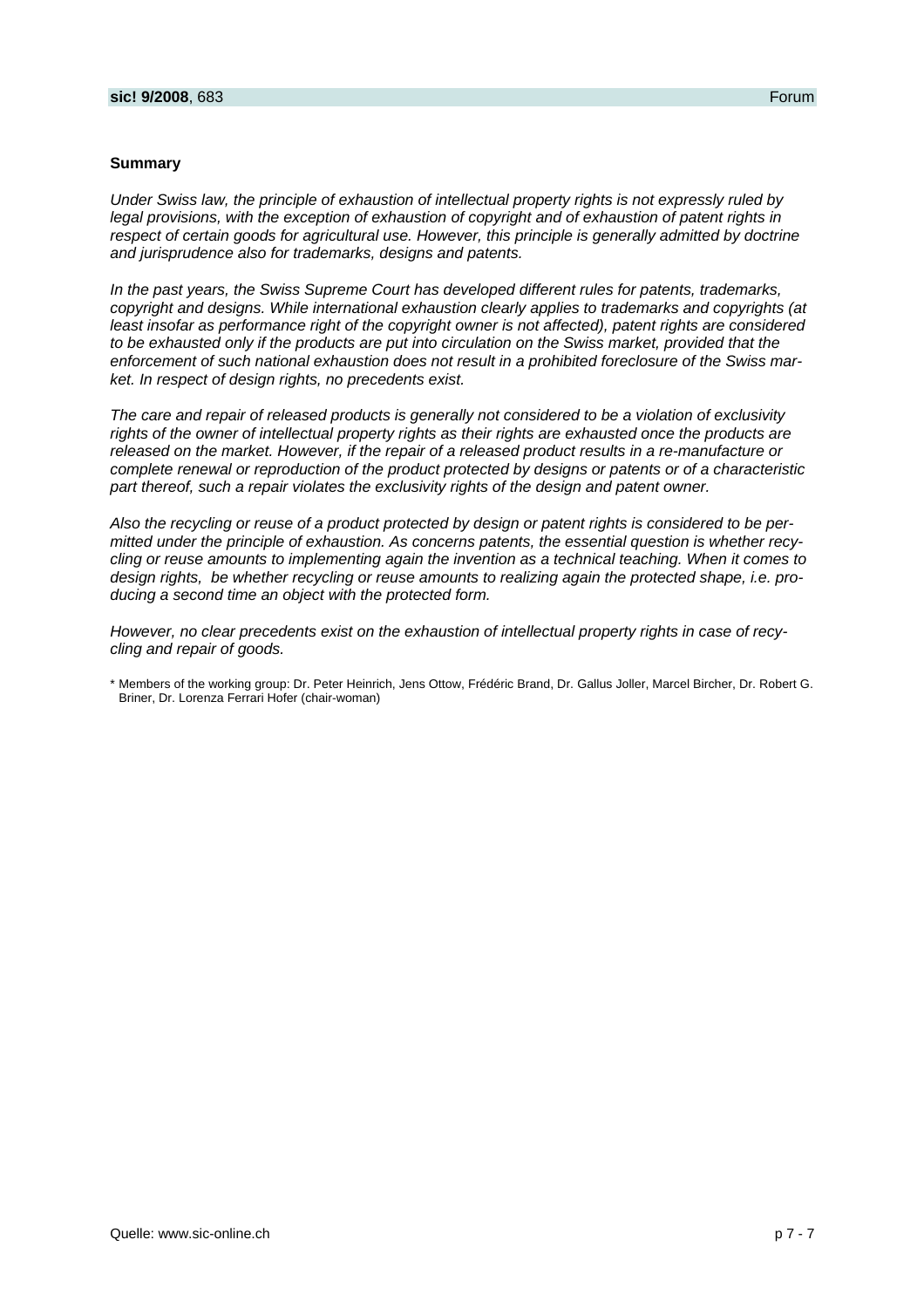**Summary**

*Under Swiss law, the principle of exhaustion of intellectual property rights is not expressly ruled by legal provisions, with the exception of exhaustion of copyright and of exhaustion of patent rights in respect of certain goods for agricultural use. However, this principle is generally admitted by doctrine and jurisprudence also for trademarks, designs and patents.*

*In the past years, the Swiss Supreme Court has developed different rules for patents, trademarks, copyright and designs. While international exhaustion clearly applies to trademarks and copyrights (at least insofar as performance right of the copyright owner is not affected), patent rights are considered to be exhausted only if the products are put into circulation on the Swiss market, provided that the enforcement of such national exhaustion does not result in a prohibited foreclosure of the Swiss market. In respect of design rights, no precedents exist.*

*The care and repair of released products is generally not considered to be a violation of exclusivity rights of the owner of intellectual property rights as their rights are exhausted once the products are released on the market. However, if the repair of a released product results in a re-manufacture or complete renewal or reproduction of the product protected by designs or patents or of a characteristic part thereof, such a repair violates the exclusivity rights of the design and patent owner.*

*Also the recycling or reuse of a product protected by design or patent rights is considered to be permitted under the principle of exhaustion. As concerns patents, the essential question is whether recycling or reuse amounts to implementing again the invention as a technical teaching. When it comes to design rights, be whether recycling or reuse amounts to realizing again the protected shape, i.e. producing a second time an object with the protected form.*

*However, no clear precedents exist on the exhaustion of intellectual property rights in case of recycling and repair of goods.*

\* Members of the working group: Dr. Peter Heinrich, Jens Ottow, Frédéric Brand, Dr. Gallus Joller, Marcel Bircher, Dr. Robert G. Briner, Dr. Lorenza Ferrari Hofer (chair-woman)